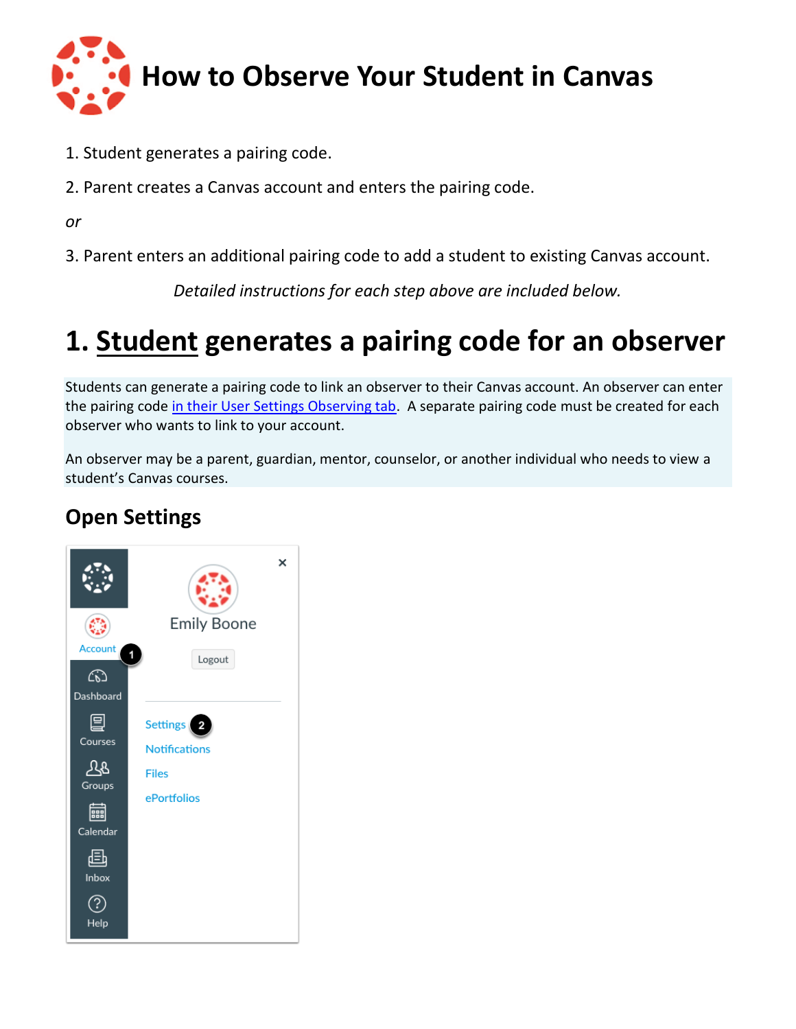# How to Observe Your Student in Canvas

1. Student generates a pairing code.

2. Parent creates a Canvas account and enters the pairing code.

*or*

3. Parent enters an additional pairing code to add a student to existing Canvas account.

*Detailed instructions for each step above are included below.*

# 1. Student generates a pairing code for an observer

Students can generate a pairing code to link an observer to their Canvas account. An observer can enter the pairing code in their User Settings Observing tab. A separate pairing code must be created for each observer who wants to link to your account.

An observer may be a parent, guardian, mentor, counselor, or another individual who needs to view a student's Canvas courses.

## Open Settings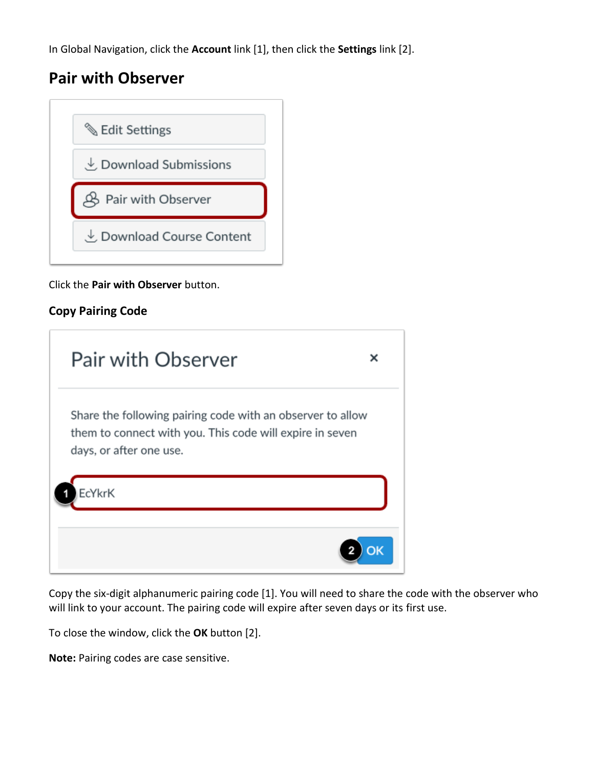In Global Navigation, click the **Account** link [1], then click the **Settings** link [2].

## Pair with Observer

Click the **Pair with Observer** button.

### Copy Pairing Code

Copy the six-digit alphanumeric pairing code [1]. You will need to share the code with the observer who will link to your account. The pairing code will expire after seven days or its first use.

To close the window, click the **OK** button [2].

**Note:** Pairing codes are case sensitive.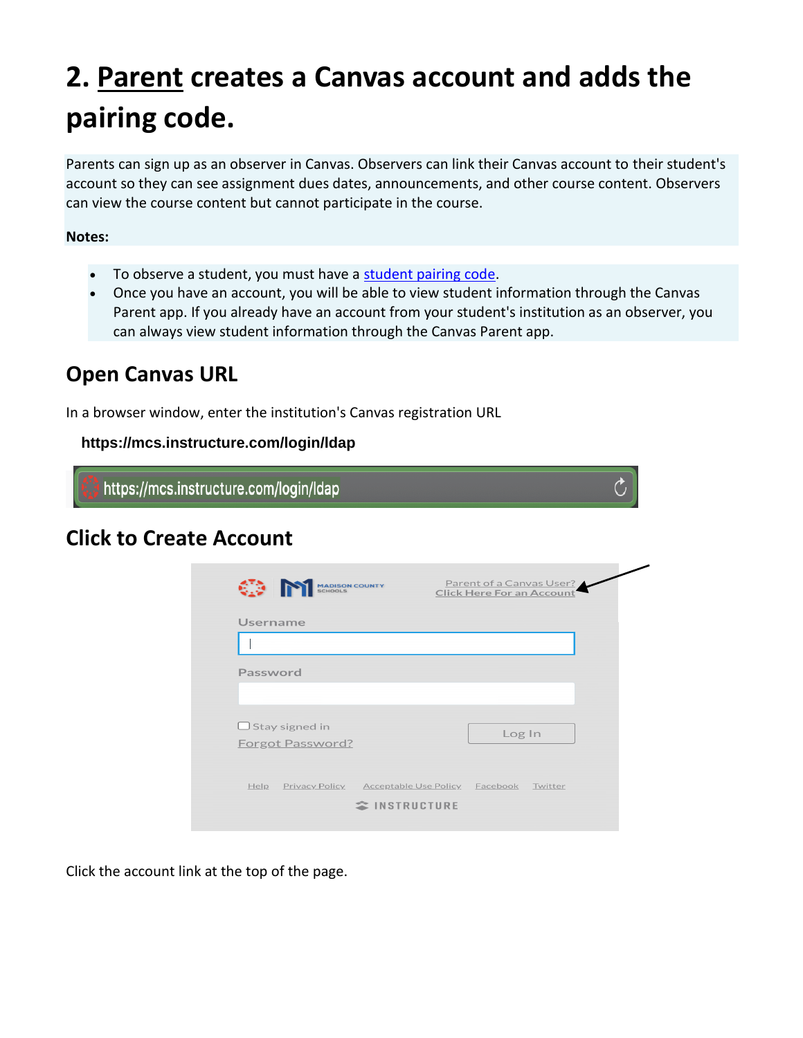# 2. Parent creates a Canvas account and adds the pairing code.

Parents can sign up as an observer in Canvas. Observers can link their Canvas account to their student's account so they can see assignment dues dates, announcements, and other course content. Observers can view the course content but cannot participate in the course.

**Notes:**

- To observe a student, you must have a student pairing code.
- Once you have an account, you will be able to view student information through the Canvas Parent app. If you already have an account from your student's institution as an observer, you can always view student information through the Canvas Parent app.

## Open Canvas URL

In a browser window, enter the institution's Canvas registration URL

**https://mcs.instructure.com/login/ldap**

https://mcs.instructure.com/login/ldap

## Click to Create Account

MADISON COUNTY SCHOOLS

Parent of a Canvas User?
Click Here For an Account

Username

Password

Stay signed in

Log In

Forgot Password?

Help Privacy Policy Acceptable Use Policy Facebook Twitter

INSTRUCTURE

Click the account link at the top of the page.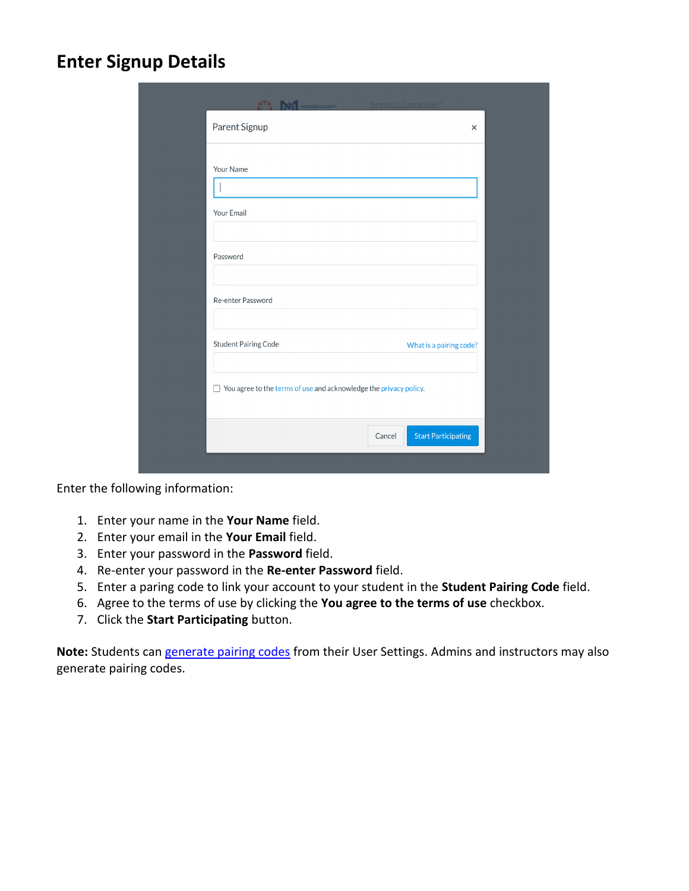## Enter Signup Details

Enter the following information:

1. Enter your name in the **Your Name** field.
2. Enter your email in the **Your Email** field.
3. Enter your password in the **Password** field.
4. Re-enter your password in the **Re-enter Password** field.
5. Enter a paring code to link your account to your student in the **Student Pairing Code** field.
6. Agree to the terms of use by clicking the **You agree to the terms of use** checkbox.
7. Click the **Start Participating** button.

**Note:** Students can generate pairing codes from their User Settings. Admins and instructors may also generate pairing codes.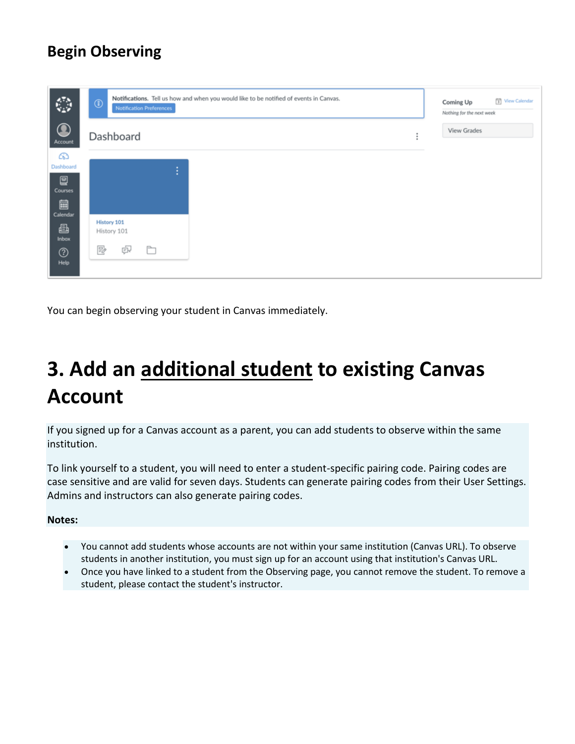## Begin Observing

You can begin observing your student in Canvas immediately.

# 3. Add an additional student to existing Canvas Account

If you signed up for a Canvas account as a parent, you can add students to observe within the same institution.

To link yourself to a student, you will need to enter a student-specific pairing code. Pairing codes are case sensitive and are valid for seven days. Students can generate pairing codes from their User Settings. Admins and instructors can also generate pairing codes.

**Notes:**

- You cannot add students whose accounts are not within your same institution (Canvas URL). To observe students in another institution, you must sign up for an account using that institution's Canvas URL.
- Once you have linked to a student from the Observing page, you cannot remove the student. To remove a student, please contact the student's instructor.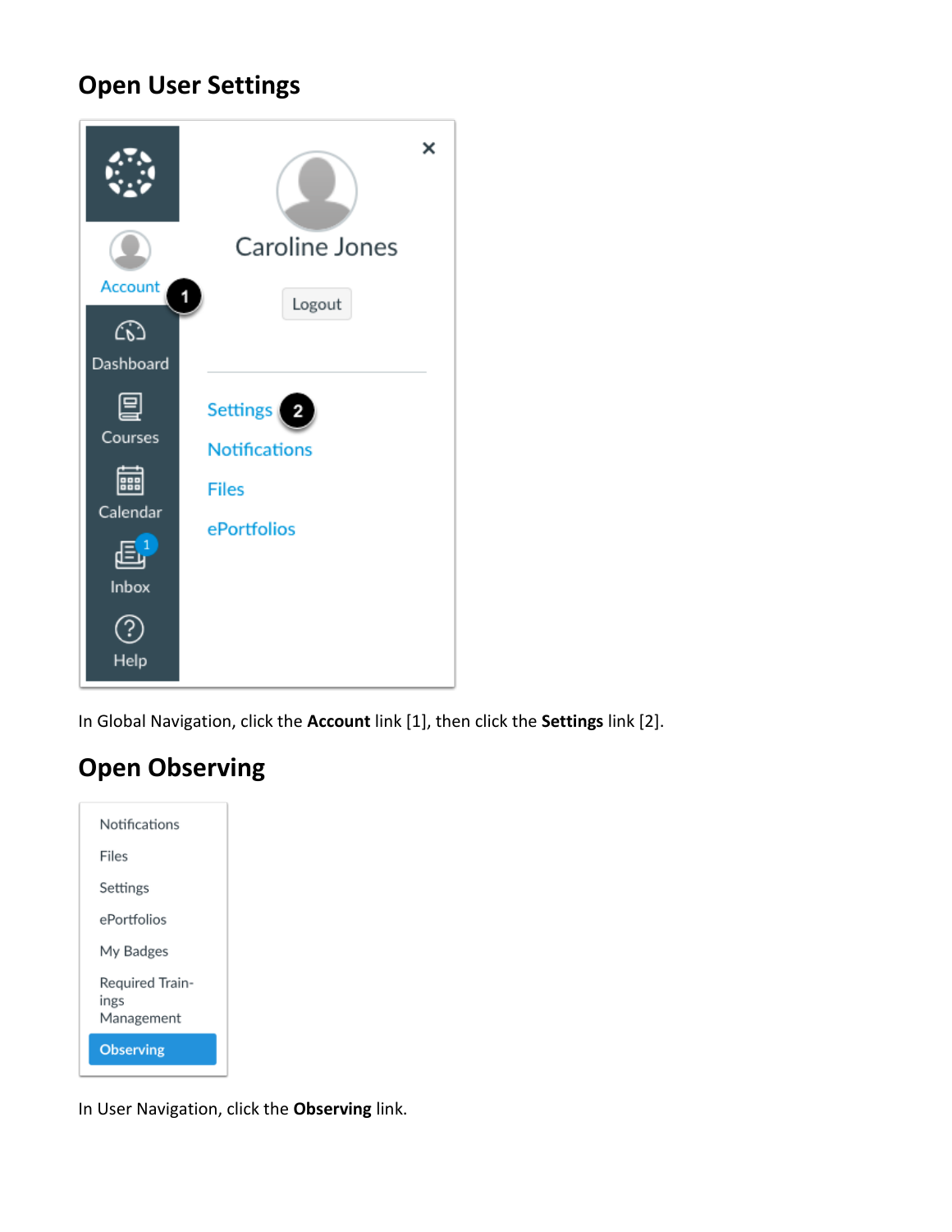## Open User Settings

In Global Navigation, click the **Account** link [1], then click the **Settings** link [2].

## Open Observing

In User Navigation, click the **Observing** link.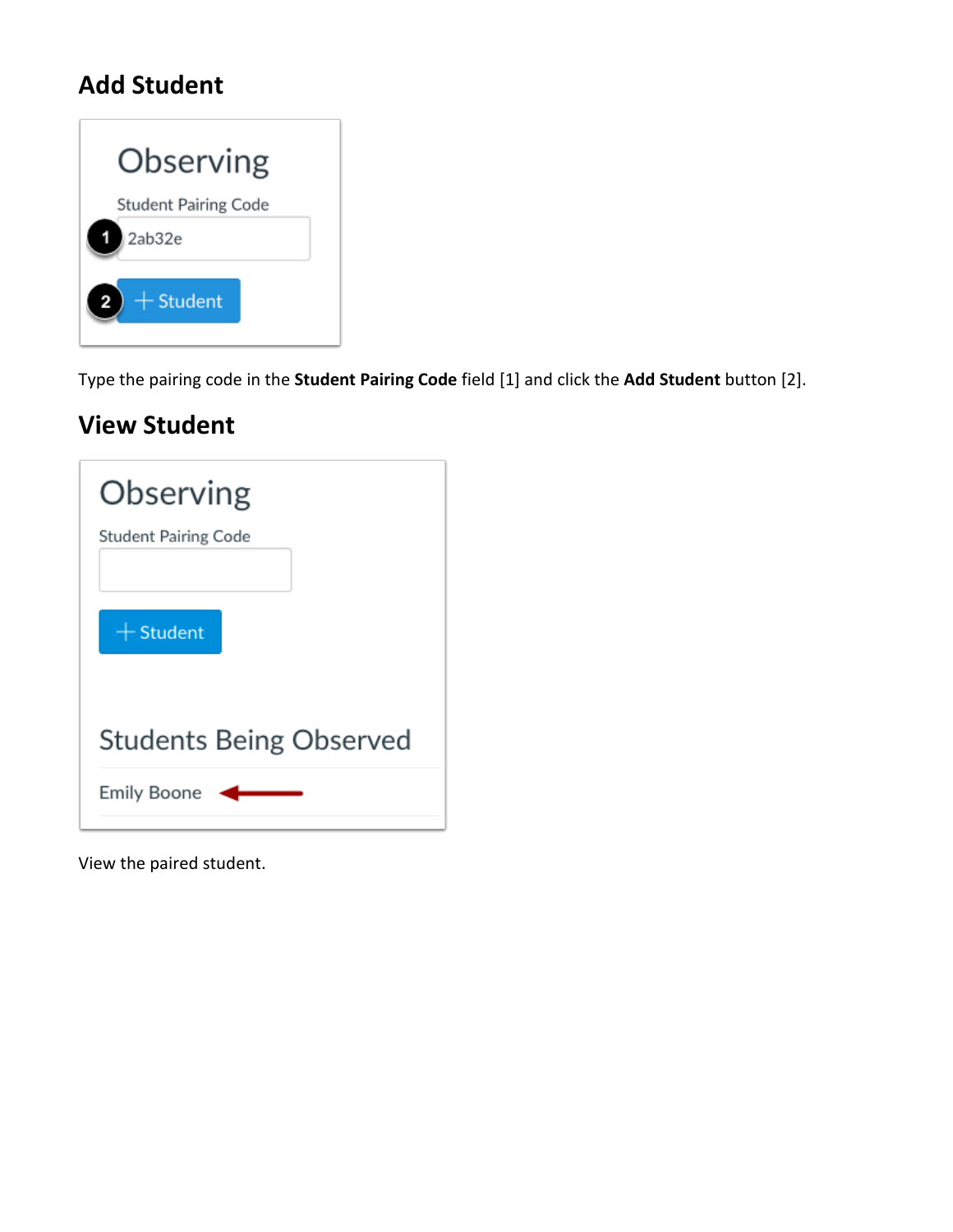## Add Student

Type the pairing code in the **Student Pairing Code** field [1] and click the **Add Student** button [2].

## View Student

View the paired student.